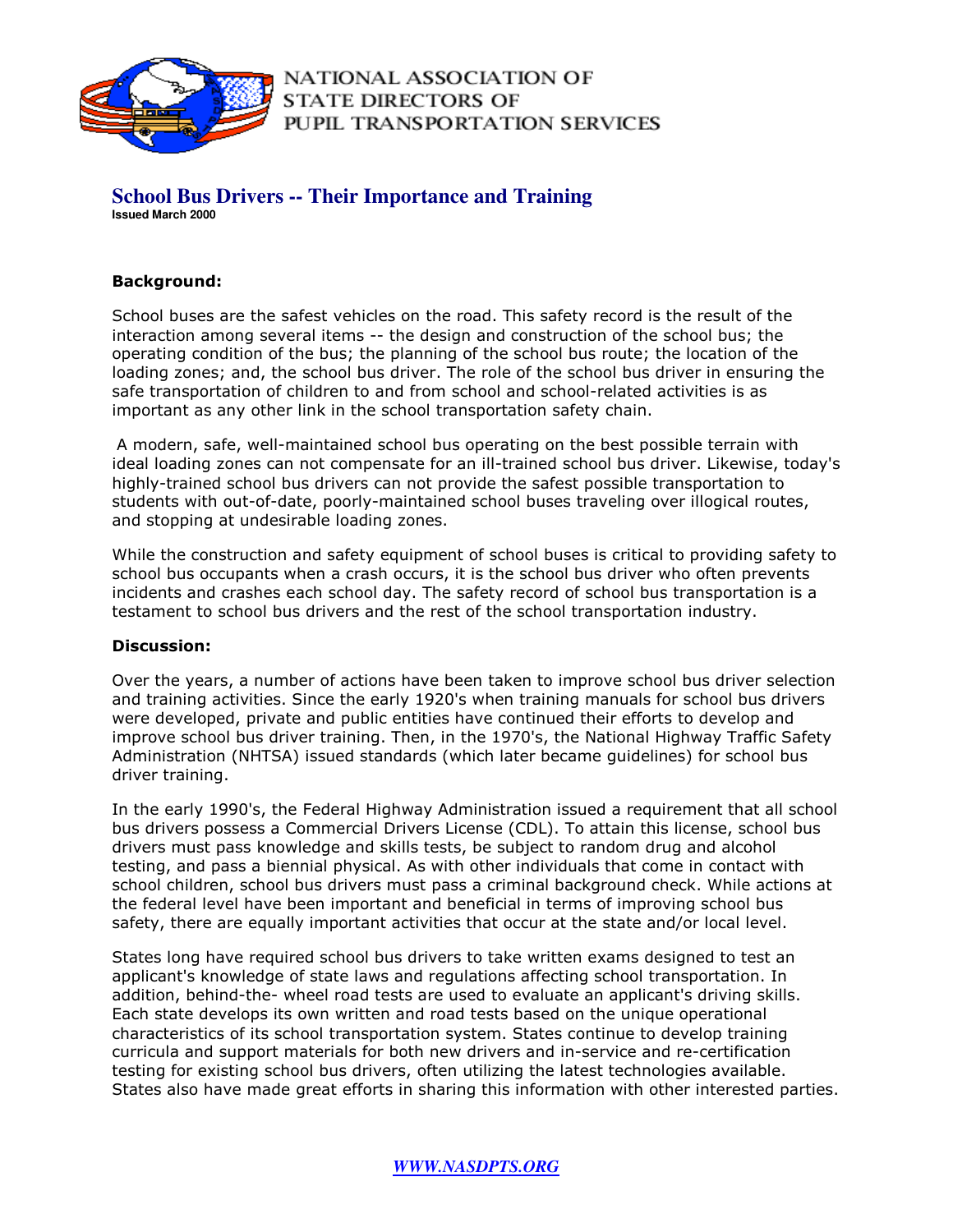NATIONAL ASSOCIATION OF STATE DIRECTORS OF PUPIL TRANSPORTATION SERVICES

# School Bus Drivers -- Their Importance and Training

**Issued March 2000**

**Background:**

School buses are the safest vehicles on the road. This safety record is the result of the interaction among several items -- the design and construction of the school bus; the operating condition of the bus; the planning of the school bus route; the location of the loading zones; and, the school bus driver. The role of the school bus driver in ensuring the safe transportation of children to and from school and school-related activities is as important as any other link in the school transportation safety chain.

A modern, safe, well-maintained school bus operating on the best possible terrain with ideal loading zones can not compensate for an ill-trained school bus driver. Likewise, today's highly-trained school bus drivers can not provide the safest possible transportation to students with out-of-date, poorly-maintained school buses traveling over illogical routes, and stopping at undesirable loading zones.

While the construction and safety equipment of school buses is critical to providing safety to school bus occupants when a crash occurs, it is the school bus driver who often prevents incidents and crashes each school day. The safety record of school bus transportation is a testament to school bus drivers and the rest of the school transportation industry.

**Discussion:**

Over the years, a number of actions have been taken to improve school bus driver selection and training activities. Since the early 1920's when training manuals for school bus drivers were developed, private and public entities have continued their efforts to develop and improve school bus driver training. Then, in the 1970's, the National Highway Traffic Safety Administration (NHTSA) issued standards (which later became guidelines) for school bus driver training.

In the early 1990's, the Federal Highway Administration issued a requirement that all school bus drivers possess a Commercial Drivers License (CDL). To attain this license, school bus drivers must pass knowledge and skills tests, be subject to random drug and alcohol testing, and pass a biennial physical. As with other individuals that come in contact with school children, school bus drivers must pass a criminal background check. While actions at the federal level have been important and beneficial in terms of improving school bus safety, there are equally important activities that occur at the state and/or local level.

States long have required school bus drivers to take written exams designed to test an applicant's knowledge of state laws and regulations affecting school transportation. In addition, behind-the- wheel road tests are used to evaluate an applicant's driving skills. Each state develops its own written and road tests based on the unique operational characteristics of its school transportation system. States continue to develop training curricula and support materials for both new drivers and in-service and re-certification testing for existing school bus drivers, often utilizing the latest technologies available. States also have made great efforts in sharing this information with other interested parties.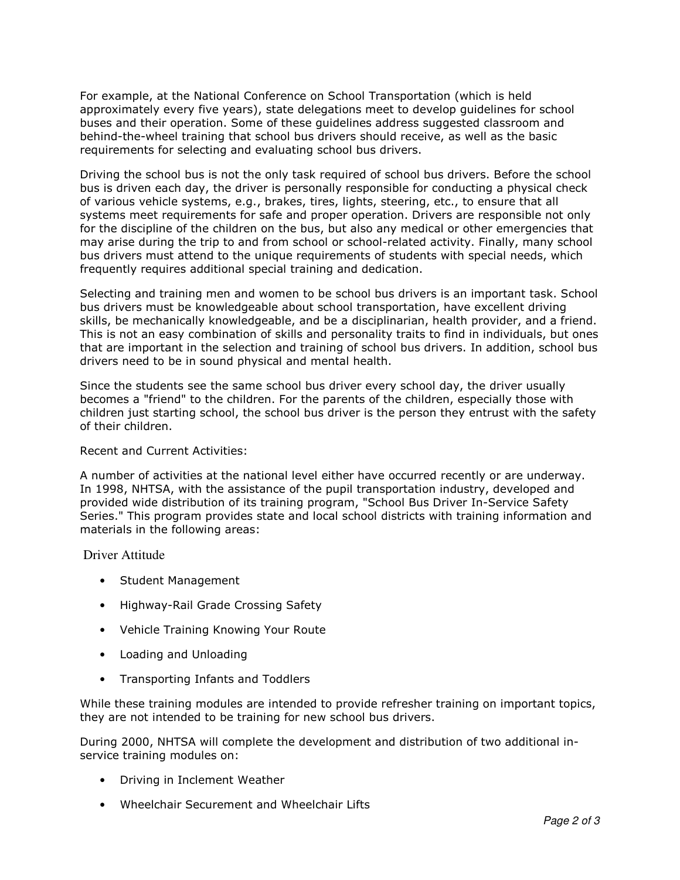For example, at the National Conference on School Transportation (which is held approximately every five years), state delegations meet to develop guidelines for school buses and their operation. Some of these guidelines address suggested classroom and behind-the-wheel training that school bus drivers should receive, as well as the basic requirements for selecting and evaluating school bus drivers.

Driving the school bus is not the only task required of school bus drivers. Before the school bus is driven each day, the driver is personally responsible for conducting a physical check of various vehicle systems, e.g., brakes, tires, lights, steering, etc., to ensure that all systems meet requirements for safe and proper operation. Drivers are responsible not only for the discipline of the children on the bus, but also any medical or other emergencies that may arise during the trip to and from school or school-related activity. Finally, many school bus drivers must attend to the unique requirements of students with special needs, which frequently requires additional special training and dedication.

Selecting and training men and women to be school bus drivers is an important task. School bus drivers must be knowledgeable about school transportation, have excellent driving skills, be mechanically knowledgeable, and be a disciplinarian, health provider, and a friend. This is not an easy combination of skills and personality traits to find in individuals, but ones that are important in the selection and training of school bus drivers. In addition, school bus drivers need to be in sound physical and mental health.

Since the students see the same school bus driver every school day, the driver usually becomes a "friend" to the children. For the parents of the children, especially those with children just starting school, the school bus driver is the person they entrust with the safety of their children.

Recent and Current Activities:

A number of activities at the national level either have occurred recently or are underway. In 1998, NHTSA, with the assistance of the pupil transportation industry, developed and provided wide distribution of its training program, "School Bus Driver In-Service Safety Series." This program provides state and local school districts with training information and materials in the following areas:

Driver Attitude

- Student Management
- Highway-Rail Grade Crossing Safety
- Vehicle Training Knowing Your Route
- Loading and Unloading
- Transporting Infants and Toddlers

While these training modules are intended to provide refresher training on important topics, they are not intended to be training for new school bus drivers.

During 2000, NHTSA will complete the development and distribution of two additional in-service training modules on:

- Driving in Inclement Weather
- Wheelchair Securement and Wheelchair Lifts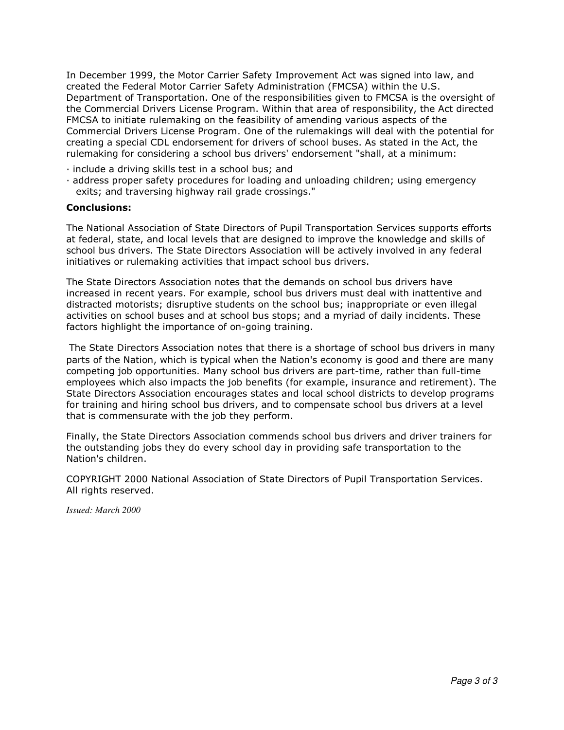In December 1999, the Motor Carrier Safety Improvement Act was signed into law, and created the Federal Motor Carrier Safety Administration (FMCSA) within the U.S. Department of Transportation. One of the responsibilities given to FMCSA is the oversight of the Commercial Drivers License Program. Within that area of responsibility, the Act directed FMCSA to initiate rulemaking on the feasibility of amending various aspects of the Commercial Drivers License Program. One of the rulemakings will deal with the potential for creating a special CDL endorsement for drivers of school buses. As stated in the Act, the rulemaking for considering a school bus drivers' endorsement "shall, at a minimum:

- include a driving skills test in a school bus; and
- address proper safety procedures for loading and unloading children; using emergency exits; and traversing highway rail grade crossings."

**Conclusions:**

The National Association of State Directors of Pupil Transportation Services supports efforts at federal, state, and local levels that are designed to improve the knowledge and skills of school bus drivers. The State Directors Association will be actively involved in any federal initiatives or rulemaking activities that impact school bus drivers.

The State Directors Association notes that the demands on school bus drivers have increased in recent years. For example, school bus drivers must deal with inattentive and distracted motorists; disruptive students on the school bus; inappropriate or even illegal activities on school buses and at school bus stops; and a myriad of daily incidents. These factors highlight the importance of on-going training.

The State Directors Association notes that there is a shortage of school bus drivers in many parts of the Nation, which is typical when the Nation's economy is good and there are many competing job opportunities. Many school bus drivers are part-time, rather than full-time employees which also impacts the job benefits (for example, insurance and retirement). The State Directors Association encourages states and local school districts to develop programs for training and hiring school bus drivers, and to compensate school bus drivers at a level that is commensurate with the job they perform.

Finally, the State Directors Association commends school bus drivers and driver trainers for the outstanding jobs they do every school day in providing safe transportation to the Nation's children.

COPYRIGHT 2000 National Association of State Directors of Pupil Transportation Services. All rights reserved.

*Issued: March 2000*